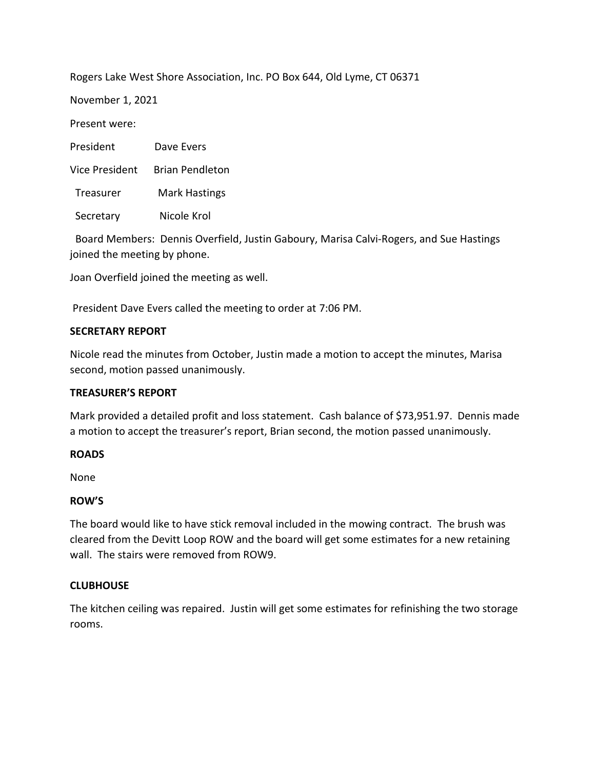Rogers Lake West Shore Association, Inc. PO Box 644, Old Lyme, CT 06371

November 1, 2021

Present were:

President Dave Evers

Vice President Brian Pendleton

Treasurer Mark Hastings

Secretary Nicole Krol

Board Members: Dennis Overfield, Justin Gaboury, Marisa Calvi-Rogers, and Sue Hastings joined the meeting by phone.

Joan Overfield joined the meeting as well.

President Dave Evers called the meeting to order at 7:06 PM.

**SECRETARY REPORT**

Nicole read the minutes from October, Justin made a motion to accept the minutes, Marisa second, motion passed unanimously.

**TREASURER'S REPORT**

Mark provided a detailed profit and loss statement. Cash balance of $73,951.97. Dennis made a motion to accept the treasurer's report, Brian second, the motion passed unanimously.

**ROADS**

None

**ROW'S**

The board would like to have stick removal included in the mowing contract. The brush was cleared from the Devitt Loop ROW and the board will get some estimates for a new retaining wall. The stairs were removed from ROW9.

**CLUBHOUSE**

The kitchen ceiling was repaired. Justin will get some estimates for refinishing the two storage rooms.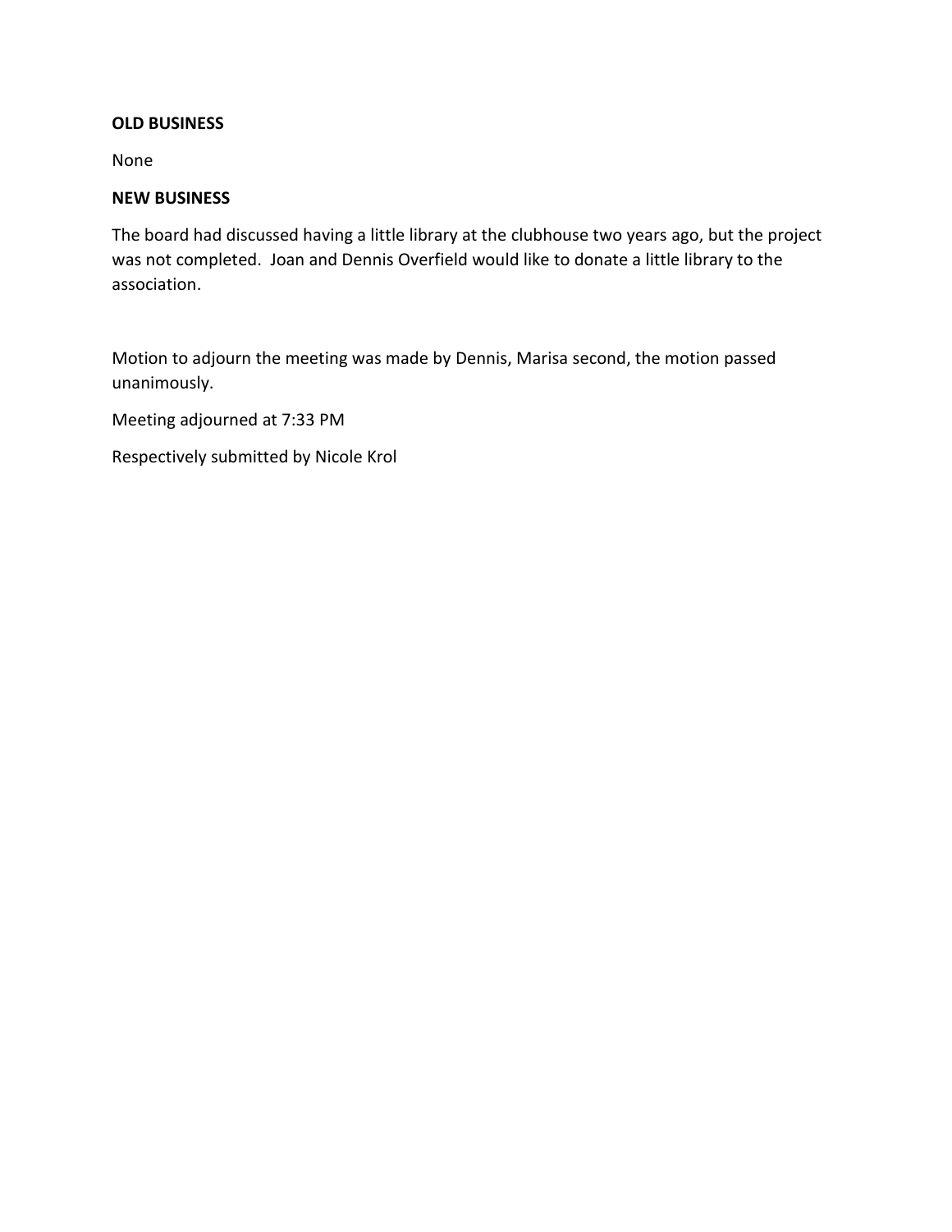**OLD BUSINESS**

None

**NEW BUSINESS**

The board had discussed having a little library at the clubhouse two years ago, but the project was not completed. Joan and Dennis Overfield would like to donate a little library to the association.

Motion to adjourn the meeting was made by Dennis, Marisa second, the motion passed unanimously.

Meeting adjourned at 7:33 PM

Respectively submitted by Nicole Krol